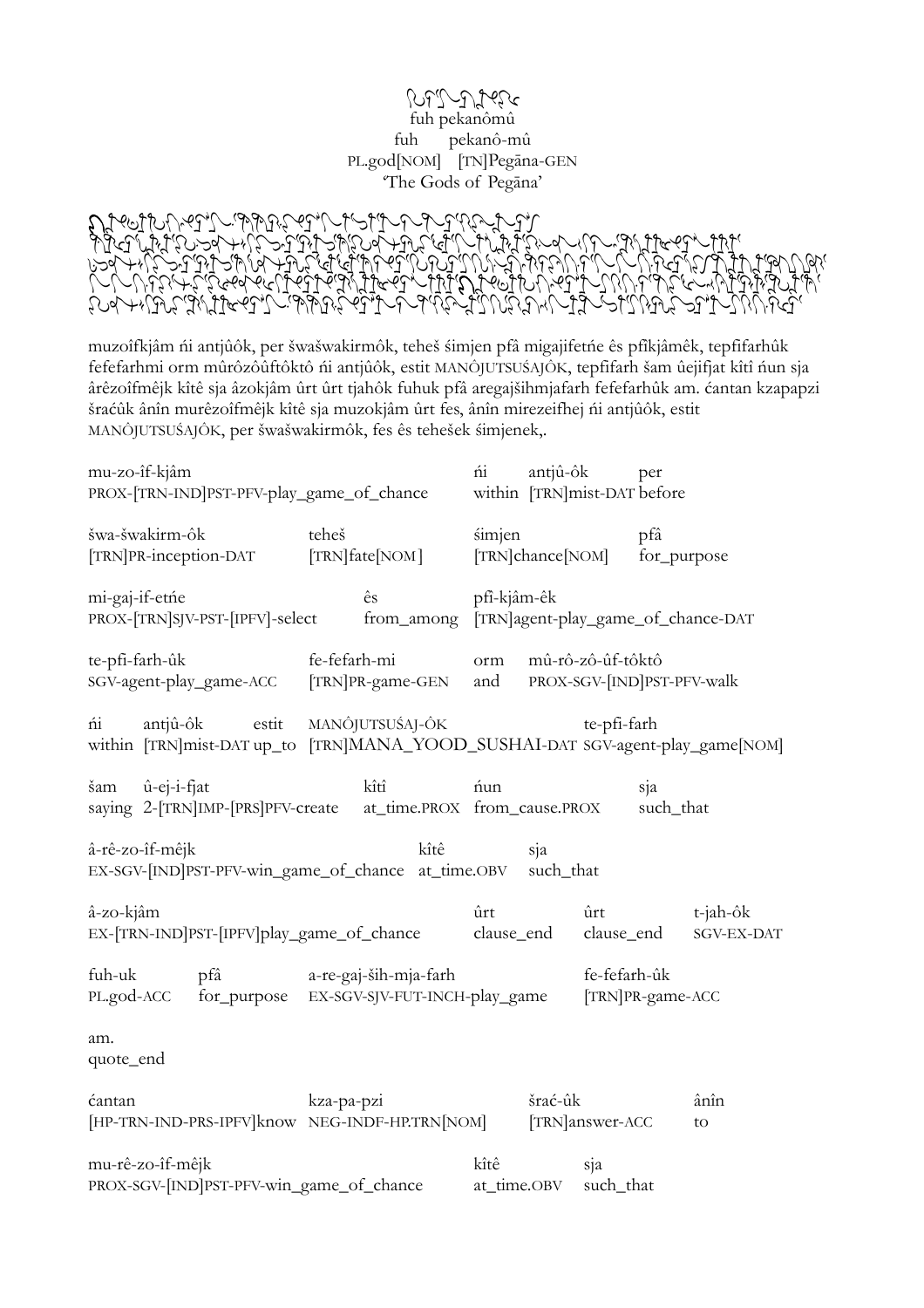fuh pekanômû

fuh pekanô-mû
PL.god[NOM] [TN]Pegāna-GEN
'The Gods of Pegāna'

muzoîfkjâm ńi antjûôk, per šwašwakirmôk, teheš śimjen pfâ migajifetńe ês pfîkjâmêk, tepfifarhûk fefefarhmi orm mûrôzôûftôktô ńi antjûôk, estit MANÔJUTSUŚAJÔK, tepfifarh šam ûejifjat kîtî ńun sja ârêzoîfmêjk kîtê sja âzokjâm ûrt ûrt tjahôk fuhuk pfâ aregajšihmjafarh fefefarhûk am. ćantan kzapapzi šraćûk ânîn murêzoîfmêjk kîtê sja muzokjâm ûrt fes, ânîn mirezeifhej ńi antjûôk, estit MANÔJUTSUŚAJÔK, per šwašwakirmôk, fes ês tehešek śimjenek,.

mu-zo-îf-kjâm ńi antjû-ôk per
PROX-[TRN-IND]PST-PFV-play_game_of_chance within [TRN]mist-DAT before

šwa-šwakirm-ôk teheš śimjen pfâ
[TRN]PR-inception-DAT [TRN]fate[NOM] [TRN]chance[NOM] for_purpose

mi-gaj-if-etńe ês pfî-kjâm-êk
PROX-[TRN]SJV-PST-[IPFV]-select from_among [TRN]agent-play_game_of_chance-DAT

te-pfi-farh-ûk fe-fefarh-mi orm mû-rô-zô-ûf-tôktô
SGV-agent-play_game-ACC [TRN]PR-game-GEN and PROX-SGV-[IND]PST-PFV-walk

ńi antjû-ôk estit MANÔJUTSUŚAJ-ÔK te-pfi-farh
within [TRN]mist-DAT up_to [TRN]MANA_YOOD_SUSHAI-DAT SGV-agent-play_game[NOM]

šam û-ej-i-fjat kîtî ńun sja
saying 2-[TRN]IMP-[PRS]PFV-create at_time.PROX from_cause.PROX such_that

â-rê-zo-îf-mêjk kîtê sja
EX-SGV-[IND]PST-PFV-win_game_of_chance at_time.OBV such_that

â-zo-kjâm ûrt ûrt t-jah-ôk
EX-[TRN-IND]PST-[IPFV]play_game_of_chance clause_end clause_end SGV-EX-DAT

fuh-uk pfâ a-re-gaj-ših-mja-farh fe-fefarh-ûk
PL.god-ACC for_purpose EX-SGV-SJV-FUT-INCH-play_game [TRN]PR-game-ACC

am.
quote_end

ćantan kza-pa-pzi šrać-ûk ânîn
[HP-TRN-IND-PRS-IPFV]know NEG-INDF-HP.TRN[NOM] [TRN]answer-ACC to

mu-rê-zo-îf-mêjk kîtê sja
PROX-SGV-[IND]PST-PFV-win_game_of_chance at_time.OBV such_that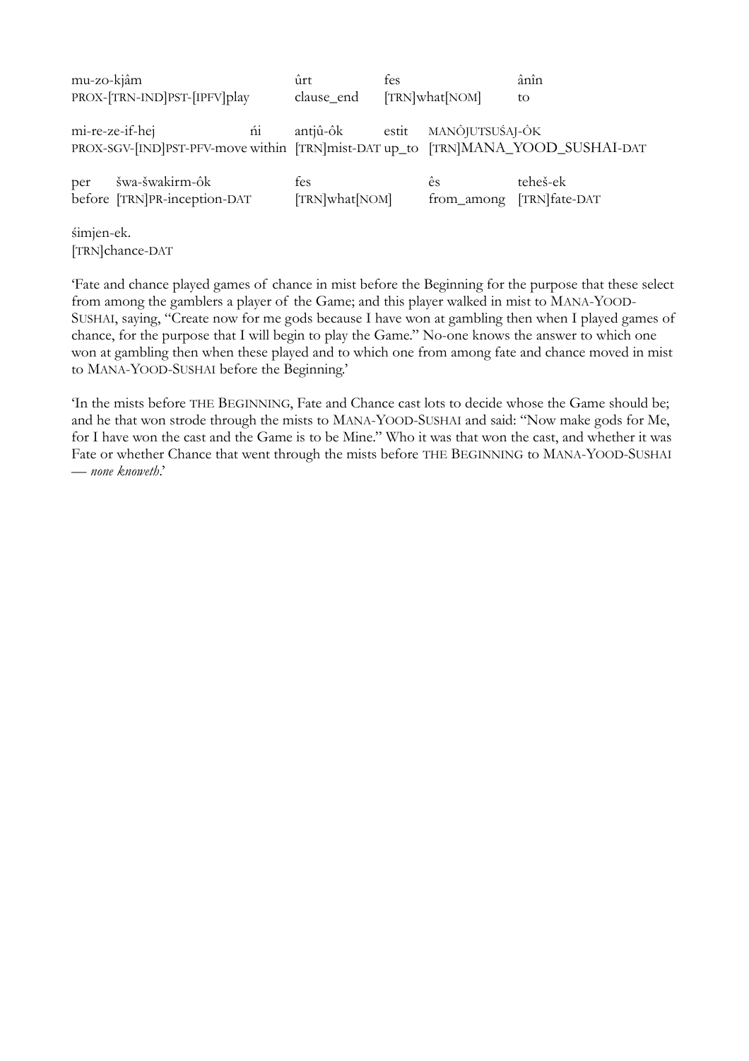| mu-zo-kjâm | ûrt | fes | ânîn |
| --- | --- | --- | --- |
| PROX-[TRN-IND]PST-[IPFV]play | clause_end | [TRN]what[NOM] | to |

| mi-re-ze-if-hej | ńi | antjû-ôk | estit | MANÔJUTSUŚAJ-ÔK |
| --- | --- | --- | --- | --- |
| PROX-SGV-[IND]PST-PFV-move | within | [TRN]mist-DAT | up_to | [TRN]MANA_YOOD_SUSHAI-DAT |

| per | šwa-šwakirm-ôk | fes | ês | teheš-ek |
| --- | --- | --- | --- | --- |
| before | [TRN]PR-inception-DAT | [TRN]what[NOM] | from_among | [TRN]fate-DAT |

śimjen-ek.
[TRN]chance-DAT

'Fate and chance played games of chance in mist before the Beginning for the purpose that these select from among the gamblers a player of the Game; and this player walked in mist to MANA-YOOD-SUSHAI, saying, "Create now for me gods because I have won at gambling then when I played games of chance, for the purpose that I will begin to play the Game." No-one knows the answer to which one won at gambling then when these played and to which one from among fate and chance moved in mist to MANA-YOOD-SUSHAI before the Beginning.'

'In the mists before THE BEGINNING, Fate and Chance cast lots to decide whose the Game should be; and he that won strode through the mists to MANA-YOOD-SUSHAI and said: "Now make gods for Me, for I have won the cast and the Game is to be Mine." Who it was that won the cast, and whether it was Fate or whether Chance that went through the mists before THE BEGINNING to MANA-YOOD-SUSHAI — *none knoweth*.'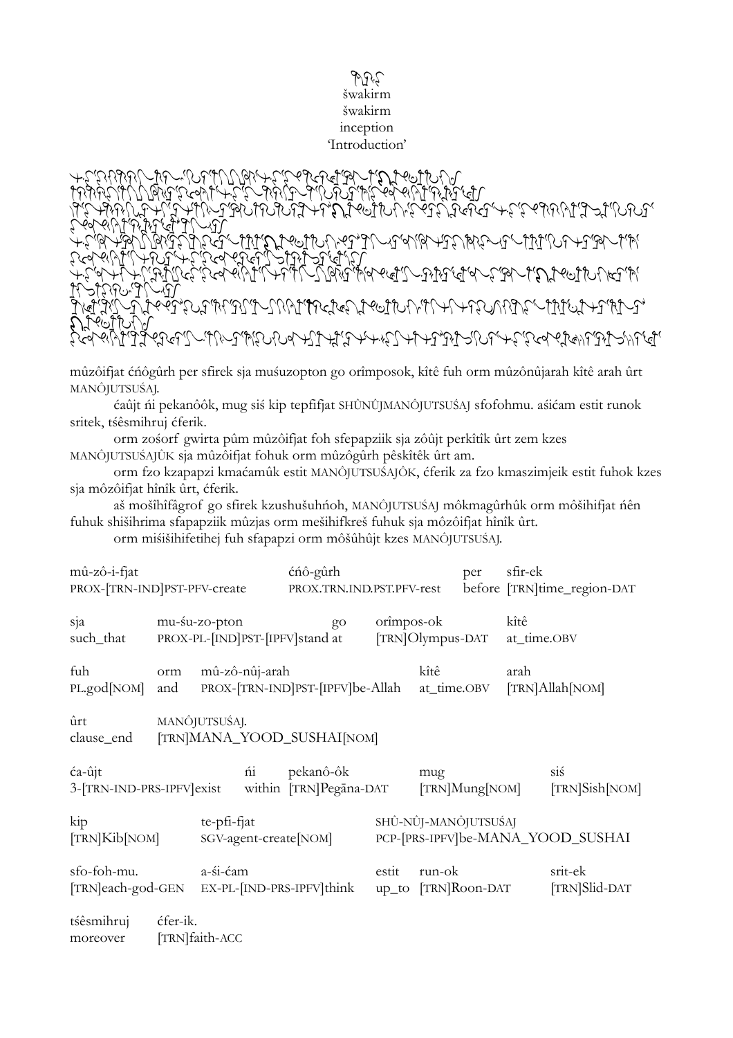šwakirm
šwakirm
inception
'Introduction'

mûzôifjat ćńôgûrh per sfirek sja muśuzopton go orîmposok, kîtê fuh orm mûzônûjarah kîtê arah ûrt MANÔJUTSUŚAJ.

ćaûjt ńi pekanôôk, mug siś kip tepfifjat SHÛNÛJMANÔJUTSUŚAJ sfofohmu. aśićam estit runok sritek, tśêsmihruj ćferik.

orm zośorf gwirta pûm mûzôifjat foh sfepapziik sja zôûjt perkîtîk ûrt zem kzes MANÔJUTSUŚAJÛK sja mûzôifjat fohuk orm mûzôgûrh pêskîtêk ûrt am.

orm fzo kzapapzi kmaćamûk estit MANÔJUTSUŚAJÔK, ćferik za fzo kmaszimjeik estit fuhok kzes sja môzôifjat hînîk ûrt, ćferik.

aš mośihîfâgrof go sfirek kzushušuhńoh, MANÔJUTSUŚAJ môkmagûrhûk orm môšihifjat ńên fuhuk shišihrima sfapapziik mûzjas orm mešihifkreš fuhuk sja môzôifjat hînîk ûrt.

orm miśišihifetihej fuh sfapapzi orm môśûhûjt kzes MANÔJUTSUŚAJ.

| mû-zô-i-fjat | ćńô-gûrh | per | sfir-ek |
|---|---|---|---|
| PROX-[TRN-IND]PST-PFV-create | PROX.TRN.IND.PST.PFV-rest | before | [TRN]time_region-DAT |

| sja | mu-śu-zo-pton | go | orîmpos-ok | kîtê |
|---|---|---|---|---|
| such_that | PROX-PL-[IND]PST-[IPFV]stand at | | [TRN]Olympus-DAT | at_time.OBV |

| fuh | orm | mû-zô-nûj-arah | kîtê | arah |
|---|---|---|---|---|
| PL.god[NOM] | and | PROX-[TRN-IND]PST-[IPFV]be-Allah | at_time.OBV | [TRN]Allah[NOM] |

| ûrt | MANÔJUTSUŚAJ. |
|---|---|
| clause_end | [TRN]MANA_YOOD_SUSHAI[NOM] |

| ća-ûjt | ńi | pekanô-ôk | mug | siś |
|---|---|---|---|---|
| 3-[TRN-IND-PRS-IPFV]exist | within | [TRN]Pegāna-DAT | [TRN]Mung[NOM] | [TRN]Sish[NOM] |

| kip | te-pfi-fjat | SHÛ-NÛJ-MANÔJUTSUŚAJ |
|---|---|---|
| [TRN]Kib[NOM] | SGV-agent-create[NOM] | PCP-[PRS-IPFV]be-MANA_YOOD_SUSHAI |

| sfo-foh-mu. | a-śi-ćam | estit | run-ok | srit-ek |
|---|---|---|---|---|
| [TRN]each-god-GEN | EX-PL-[IND-PRS-IPFV]think | up_to | [TRN]Roon-DAT | [TRN]Slid-DAT |

| tśêsmihruj | ćfer-ik. |
|---|---|
| moreover | [TRN]faith-ACC |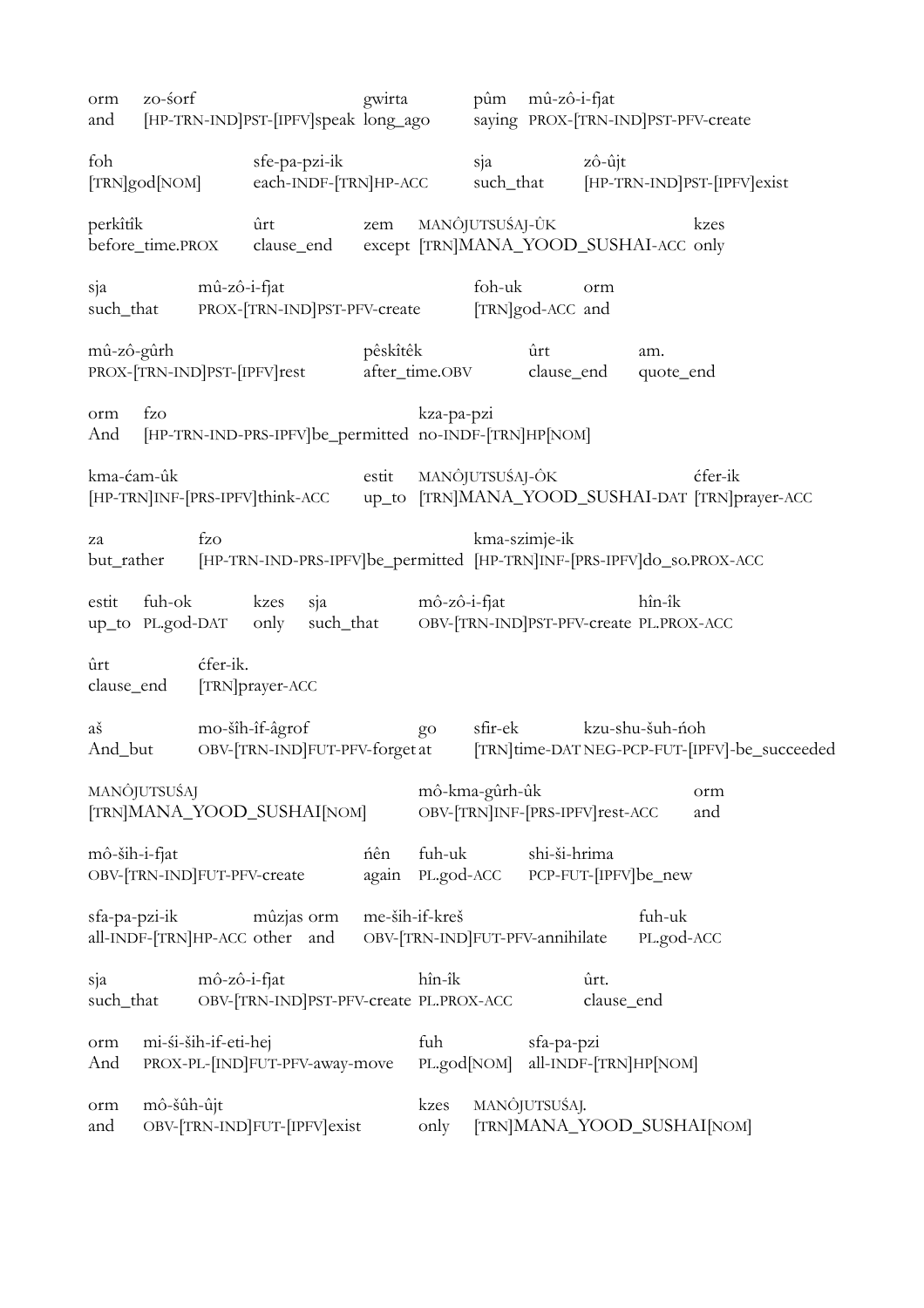| orm | zo-śorf | gwirta | pûm | mû-zô-i-fjat |
|---|---|---|---|---|
| and | [HP-TRN-IND]PST-[IPFV]speak | long_ago | saying | PROX-[TRN-IND]PST-PFV-create |

| foh | sfe-pa-pzi-ik | sja | zô-ûjt |
|---|---|---|---|
| [TRN]god[NOM] | each-INDF-[TRN]HP-ACC | such_that | [HP-TRN-IND]PST-[IPFV]exist |

| perkîtîk | ûrt | zem | MANÔJUTSUŚAJ-ÛK | kzes |
|---|---|---|---|---|
| before_time.PROX | clause_end | except | [TRN]MANA_YOOD_SUSHAI-ACC | only |

| sja | mû-zô-i-fjat | foh-uk | orm |
|---|---|---|---|
| such_that | PROX-[TRN-IND]PST-PFV-create | [TRN]god-ACC | and |

| mû-zô-gûrh | pêskîtêk | ûrt | am. |
|---|---|---|---|
| PROX-[TRN-IND]PST-[IPFV]rest | after_time.OBV | clause_end | quote_end |

| orm | fzo | kza-pa-pzi |
|---|---|---|
| And | [HP-TRN-IND-PRS-IPFV]be_permitted | no-INDF-[TRN]HP[NOM] |

| kma-ćam-ûk | estit | MANÔJUTSUŚAJ-ÔK | ćfer-ik |
|---|---|---|---|
| [HP-TRN]INF-[PRS-IPFV]think-ACC | up_to | [TRN]MANA_YOOD_SUSHAI-DAT | [TRN]prayer-ACC |

| za | fzo | kma-szimje-ik |
|---|---|---|
| but_rather | [HP-TRN-IND-PRS-IPFV]be_permitted | [HP-TRN]INF-[PRS-IPFV]do_so.PROX-ACC |

| estit | fuh-ok | kzes | sja | mô-zô-i-fjat | hîn-îk |
|---|---|---|---|---|---|
| up_to | PL.god-DAT | only | such_that | OBV-[TRN-IND]PST-PFV-create | PL.PROX-ACC |

| ûrt | ćfer-ik. |
|---|---|
| clause_end | [TRN]prayer-ACC |

| aš | mo-šîh-îf-âgrof | go | sfir-ek | kzu-shu-šuh-ńoh |
|---|---|---|---|---|
| And_but | OBV-[TRN-IND]FUT-PFV-forget | at | [TRN]time-DAT | NEG-PCP-FUT-[IPFV]-be_succeeded |

| MANÔJUTSUŚAJ | mô-kma-gûrh-ûk | orm |
|---|---|---|
| [TRN]MANA_YOOD_SUSHAI[NOM] | OBV-[TRN]INF-[PRS-IPFV]rest-ACC | and |

| mô-ših-i-fjat | ńên | fuh-uk | shi-ši-hrima |
|---|---|---|---|
| OBV-[TRN-IND]FUT-PFV-create | again | PL.god-ACC | PCP-FUT-[IPFV]be_new |

| sfa-pa-pzi-ik | mûzjas | orm | me-ših-if-kreš | fuh-uk |
|---|---|---|---|---|
| all-INDF-[TRN]HP-ACC | other | and | OBV-[TRN-IND]FUT-PFV-annihilate | PL.god-ACC |

| sja | mô-zô-i-fjat | hîn-îk | ûrt. |
|---|---|---|---|
| such_that | OBV-[TRN-IND]PST-PFV-create | PL.PROX-ACC | clause_end |

| orm | mi-śi-ših-if-eti-hej | fuh | sfa-pa-pzi |
|---|---|---|---|
| And | PROX-PL-[IND]FUT-PFV-away-move | PL.god[NOM] | all-INDF-[TRN]HP[NOM] |

| orm | mô-šûh-ûjt | kzes | MANÔJUTSUŚAJ. |
|---|---|---|---|
| and | OBV-[TRN-IND]FUT-[IPFV]exist | only | [TRN]MANA_YOOD_SUSHAI[NOM] |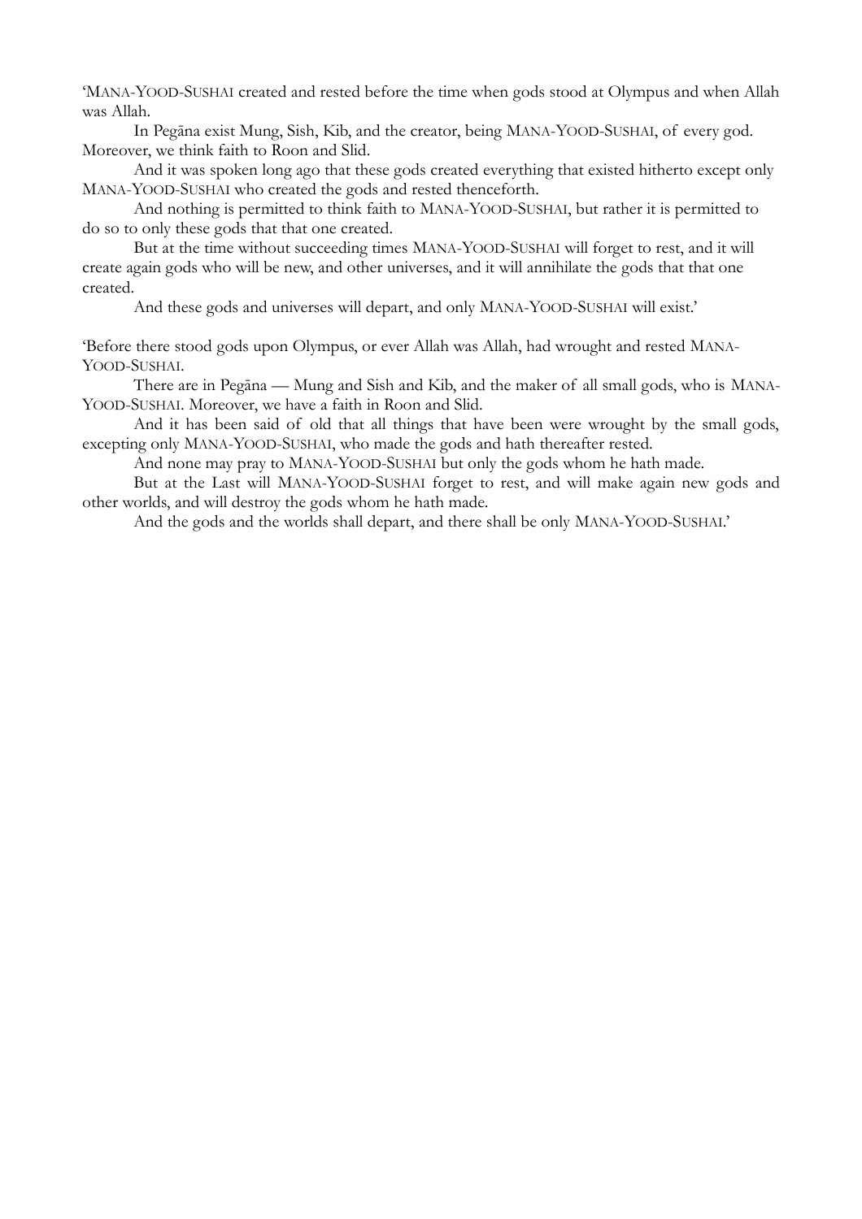'MANA-YOOD-SUSHAI created and rested before the time when gods stood at Olympus and when Allah was Allah.

In Pegāna exist Mung, Sish, Kib, and the creator, being MANA-YOOD-SUSHAI, of every god. Moreover, we think faith to Roon and Slid.

And it was spoken long ago that these gods created everything that existed hitherto except only MANA-YOOD-SUSHAI who created the gods and rested thenceforth.

And nothing is permitted to think faith to MANA-YOOD-SUSHAI, but rather it is permitted to do so to only these gods that that one created.

But at the time without succeeding times MANA-YOOD-SUSHAI will forget to rest, and it will create again gods who will be new, and other universes, and it will annihilate the gods that that one created.

And these gods and universes will depart, and only MANA-YOOD-SUSHAI will exist.'

'Before there stood gods upon Olympus, or ever Allah was Allah, had wrought and rested MANA-YOOD-SUSHAI.

There are in Pegāna — Mung and Sish and Kib, and the maker of all small gods, who is MANA-YOOD-SUSHAI. Moreover, we have a faith in Roon and Slid.

And it has been said of old that all things that have been were wrought by the small gods, excepting only MANA-YOOD-SUSHAI, who made the gods and hath thereafter rested.

And none may pray to MANA-YOOD-SUSHAI but only the gods whom he hath made.

But at the Last will MANA-YOOD-SUSHAI forget to rest, and will make again new gods and other worlds, and will destroy the gods whom he hath made.

And the gods and the worlds shall depart, and there shall be only MANA-YOOD-SUSHAI.'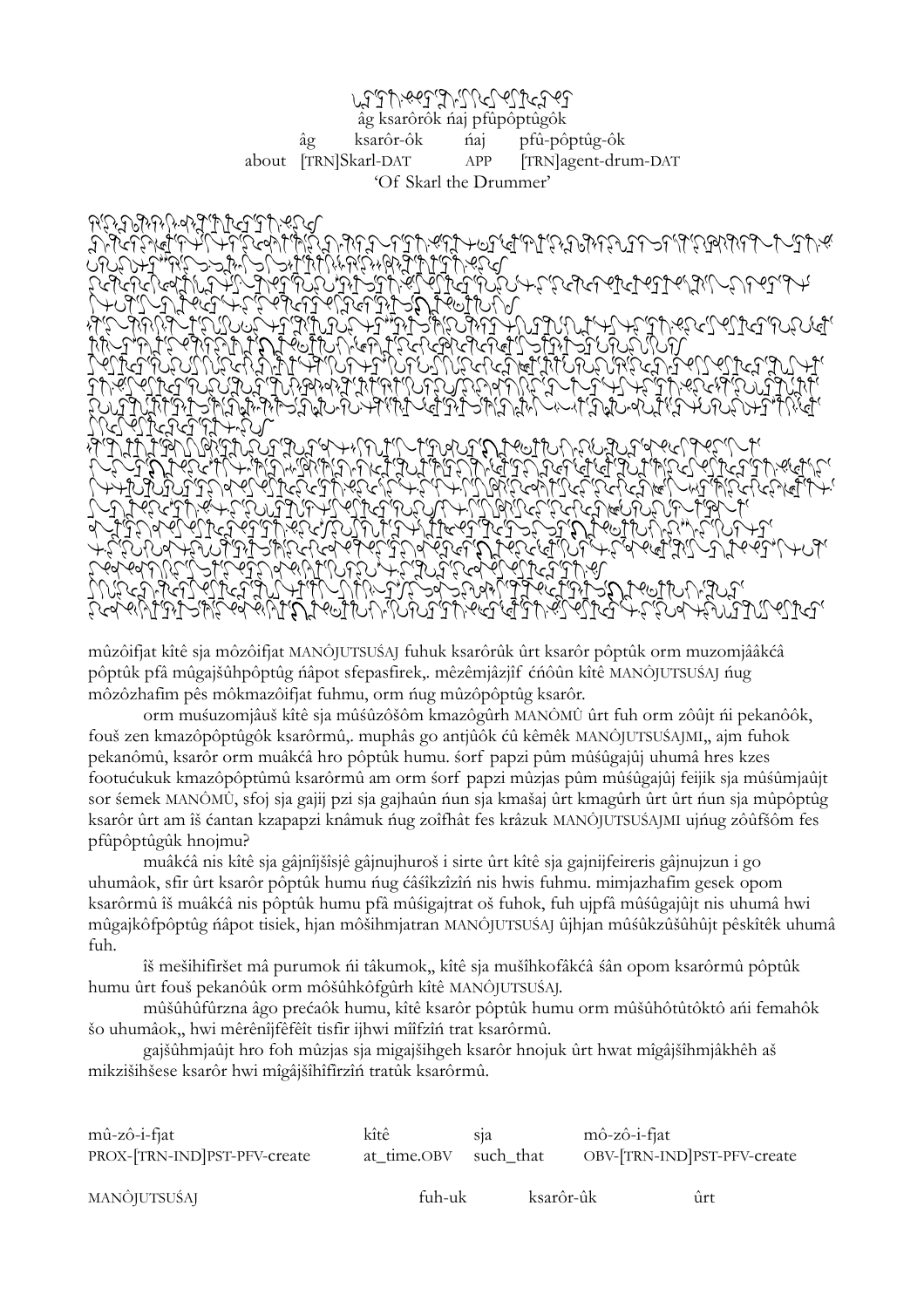âg ksarôrôk ńaj pfûpôptûgôk

| âg | ksarôr-ôk | ńaj | pfû-pôptûg-ôk |
|---|---|---|---|
| about | [TRN]Skarl-DAT | APP | [TRN]agent-drum-DAT |

'Of Skarl the Drummer'

mûzôifjat kîtê sja môzôifjat MANÔJUTSUŚAJ fuhuk ksarôrûk ûrt ksarôr pôptûk orm muzomjââkćâ pôptûk pfâ mûgajšûhpôptûg ńâpot sfepasfirek,. mêzêmjâzjîf ćńôûn kîtê MANÔJUTSUŚAJ ńug môzôzhafim pês môkmazôifjat fuhmu, orm ńug mûzôpôptûg ksarôr.

orm muśuzomjâuš kîtê sja mûśûzôšôm kmazôgûrh MANÔMÛ ûrt fuh orm zôûjt ńi pekanôôk, fouš zen kmazôpôptûgôk ksarôrmû,. muphâs go antjûôk ćû kêmêk MANÔJUTSUŚAJMI,, ajm fuhok pekanômû, ksarôr orm muâkćâ hro pôptûk humu. śorf papzi pûm mûśûgajûj uhumâ hres kzes footućukuk kmazôpôptûmû ksarôrmû am orm śorf papzi mûzjas pûm mûśûgajûj feijik sja mûśûmjaûjt sor śemek MANÔMÛ, sfoj sja gajij pzi sja gajhaûn ńun sja kmašaj ûrt kmagûrh ûrt ûrt ńun sja mûpôptûg ksarôr ûrt am îš ćantan kzapapzi knâmuk ńug zoîfhât fes krâzuk MANÔJUTSUŚAJMI ujńug zôûfšôm fes pfûpôptûgûk hnojmu?

muâkćâ nis kîtê sja gâjnîjšîsjê gâjnujhuroš i sirte ûrt kîtê sja gajnijfeireris gâjnujzun i go uhumâok, sfir ûrt ksarôr pôptûk humu ńug ćâśîkzîzîń nis hwis fuhmu. mimjazhafim gesek opom ksarôrmû îš muâkćâ nis pôptûk humu pfâ mûśigajtrat oš fuhok, fuh ujpfâ mûśûgajûjt nis uhumâ hwi mûgajkôfpôptûg ńâpot tisiek, hjan môšihmjatran MANÔJUTSUŚAJ ûjhjan mûśûkzûśûhûjt pêskîtêk uhumâ fuh.

îš mešihifiršet mâ purumok ńi tâkumok,, kîtê sja mušîhkofâkćâ śân opom ksarôrmû pôptûk humu ûrt fouš pekanôûk orm môšûhkôfgûrh kîtê MANÔJUTSUŚAJ.

mûšûhûfûrzna âgo prećaôk humu, kîtê ksarôr pôptûk humu orm mûšûhôtûtôktô ańi femahôk šo uhumâok,, hwi mêrênîjfêfêît tisfir ijhwi mîîfzîń trat ksarôrmû.

gajšûhmjaûjt hro foh mûzjas sja migajšihgeh ksarôr hnojuk ûrt hwat mîgâjšîhmjâkhêh aš mikzišihšese ksarôr hwi mîgâjšîhîfirzîń tratûk ksarôrmû.

| mû-zô-i-fjat | kîtê | sja | mô-zô-i-fjat |
|---|---|---|---|
| PROX-[TRN-IND]PST-PFV-create | at_time.OBV | such_that | OBV-[TRN-IND]PST-PFV-create |

| MANÔJUTSUŚAJ | fuh-uk | ksarôr-ûk | ûrt |
|---|---|---|---|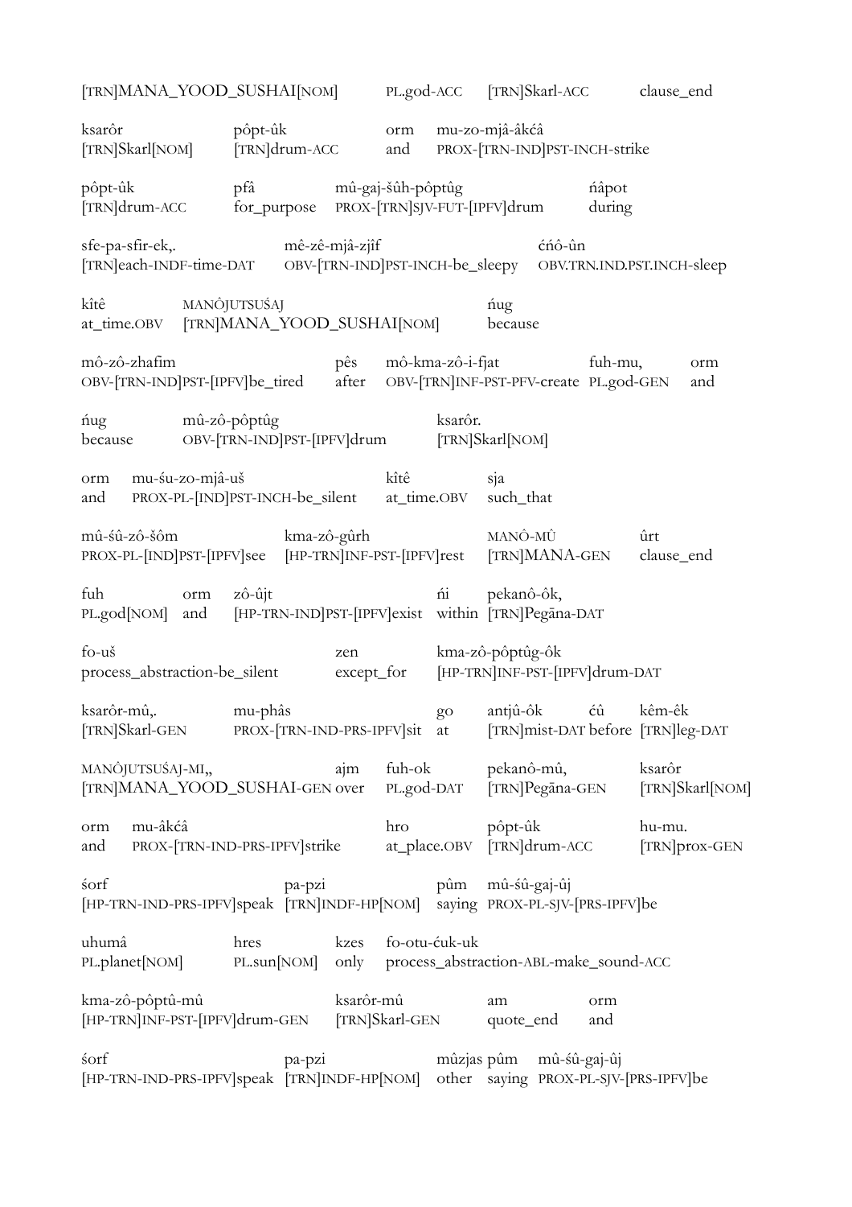[TRN]MANA_YOOD_SUSHAI[NOM]    PL.god-ACC    [TRN]Skarl-ACC    clause_end

ksarôr    pôpt-ûk    orm    mu-zo-mjâ-âkćâ
[TRN]Skarl[NOM]    [TRN]drum-ACC    and    PROX-[TRN-IND]PST-INCH-strike

pôpt-ûk    pfâ    mû-gaj-šûh-pôptûg    ńâpot
[TRN]drum-ACC    for_purpose    PROX-[TRN]SJV-FUT-[IPFV]drum    during

sfe-pa-sfir-ek,.    mê-zê-mjâ-zjîf    ćńô-ûn
[TRN]each-INDF-time-DAT    OBV-[TRN-IND]PST-INCH-be_sleepy    OBV.TRN.IND.PST.INCH-sleep

kîtê    MANÔJUTSUŚAJ    ńug
at_time.OBV    [TRN]MANA_YOOD_SUSHAI[NOM]    because

mô-zô-zhafim    pês    mô-kma-zô-i-fjat    fuh-mu,    orm
OBV-[TRN-IND]PST-[IPFV]be_tired    after    OBV-[TRN]INF-PST-PFV-create    PL.god-GEN    and

ńug    mû-zô-pôptûg    ksarôr.
because    OBV-[TRN-IND]PST-[IPFV]drum    [TRN]Skarl[NOM]

orm    mu-śu-zo-mjâ-uš    kîtê    sja
and    PROX-PL-[IND]PST-INCH-be_silent    at_time.OBV    such_that

mû-śû-zô-šôm    kma-zô-gûrh    MANÔ-MÛ    ûrt
PROX-PL-[IND]PST-[IPFV]see    [HP-TRN]INF-PST-[IPFV]rest    [TRN]MANA-GEN    clause_end

fuh    orm    zô-ûjt    ńi    pekanô-ôk,
PL.god[NOM]    and    [HP-TRN-IND]PST-[IPFV]exist    within    [TRN]Pegāna-DAT

fo-uš    zen    kma-zô-pôptûg-ôk
process_abstraction-be_silent    except_for    [HP-TRN]INF-PST-[IPFV]drum-DAT

ksarôr-mû,.    mu-phâs    go    antjû-ôk    ćû    kêm-êk
[TRN]Skarl-GEN    PROX-[TRN-IND-PRS-IPFV]sit    at    [TRN]mist-DAT    before    [TRN]leg-DAT

MANÔJUTSUŚAJ-MI,,    ajm    fuh-ok    pekanô-mû,    ksarôr
[TRN]MANA_YOOD_SUSHAI-GEN    over    PL.god-DAT    [TRN]Pegāna-GEN    [TRN]Skarl[NOM]

orm    mu-âkćâ    hro    pôpt-ûk    hu-mu.
and    PROX-[TRN-IND-PRS-IPFV]strike    at_place.OBV    [TRN]drum-ACC    [TRN]prox-GEN

śorf    pa-pzi    pûm    mû-śû-gaj-ûj
[HP-TRN-IND-PRS-IPFV]speak    [TRN]INDF-HP[NOM]    saying    PROX-PL-SJV-[PRS-IPFV]be

uhumâ    hres    kzes    fo-otu-ćuk-uk
PL.planet[NOM]    PL.sun[NOM]    only    process_abstraction-ABL-make_sound-ACC

kma-zô-pôptû-mû    ksarôr-mû    am    orm
[HP-TRN]INF-PST-[IPFV]drum-GEN    [TRN]Skarl-GEN    quote_end    and

śorf    pa-pzi    mûzjas    pûm    mû-śû-gaj-ûj
[HP-TRN-IND-PRS-IPFV]speak    [TRN]INDF-HP[NOM]    other    saying    PROX-PL-SJV-[PRS-IPFV]be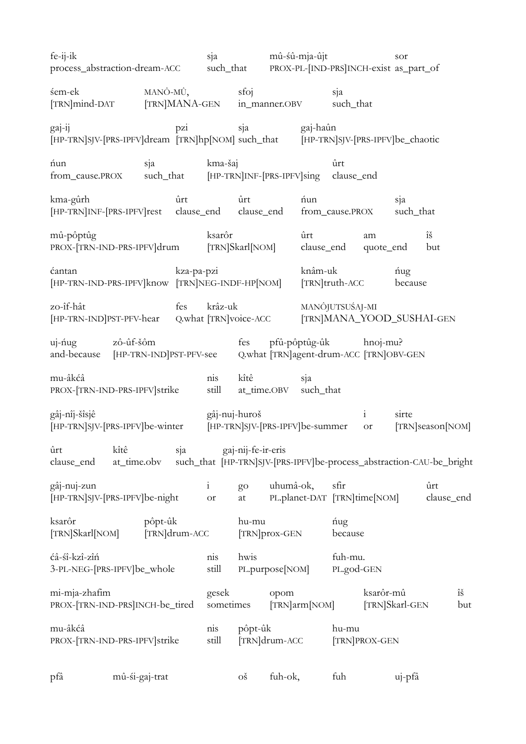| fe-ij-ik | sja | mû-śû-mja-ûjt | sor |
|---|---|---|---|
| process_abstraction-dream-ACC | such_that | PROX-PL-[IND-PRS]INCH-exist | as_part_of |

| śem-ek | MANÔ-MÛ, | sfoj | sja |
|---|---|---|---|
| [TRN]mind-DAT | [TRN]MANA-GEN | in_manner.OBV | such_that |

| gaj-ij | pzi | sja | gaj-haûn |
|---|---|---|---|
| [HP-TRN]SJV-[PRS-IPFV]dream | [TRN]hp[NOM] | such_that | [HP-TRN]SJV-[PRS-IPFV]be_chaotic |

| ńun | sja | kma-šaj | ûrt |
|---|---|---|---|
| from_cause.PROX | such_that | [HP-TRN]INF-[PRS-IPFV]sing | clause_end |

| kma-gûrh | ûrt | ûrt | ńun | sja |
|---|---|---|---|---|
| [HP-TRN]INF-[PRS-IPFV]rest | clause_end | clause_end | from_cause.PROX | such_that |

| mû-pôptûg | ksarôr | ûrt | am | îš |
|---|---|---|---|---|
| PROX-[TRN-IND-PRS-IPFV]drum | [TRN]Skarl[NOM] | clause_end | quote_end | but |

| ćantan | kza-pa-pzi | knâm-uk | ńug |
|---|---|---|---|
| [HP-TRN-IND-PRS-IPFV]know | [TRN]NEG-INDF-HP[NOM] | [TRN]truth-ACC | because |

| zo-îf-hât | fes | krâz-uk | MANÔJUTSUŚAJ-MI |
|---|---|---|---|
| [HP-TRN-IND]PST-PFV-hear | Q.what | [TRN]voice-ACC | [TRN]MANA_YOOD_SUSHAI-GEN |

| uj-ńug | zô-ûf-šôm | fes | pfû-pôptûg-ûk | hnoj-mu? |
|---|---|---|---|---|
| and-because | [HP-TRN-IND]PST-PFV-see | Q.what | [TRN]agent-drum-ACC | [TRN]OBV-GEN |

| mu-âkćâ | nis | kîtê | sja |
|---|---|---|---|
| PROX-[TRN-IND-PRS-IPFV]strike | still | at_time.OBV | such_that |

| gâj-nîj-šîsjê | gâj-nuj-huroš | i | sirte |
|---|---|---|---|
| [HP-TRN]SJV-[PRS-IPFV]be-winter | [HP-TRN]SJV-[PRS-IPFV]be-summer | or | [TRN]season[NOM] |

| ûrt | kîtê | sja | gaj-nij-fe-ir-eris |
|---|---|---|---|
| clause_end | at_time.obv | such_that | [HP-TRN]SJV-[PRS-IPFV]be-process_abstraction-CAU-be_bright |

| gâj-nuj-zun | i | go | uhumâ-ok, | sfir | ûrt |
|---|---|---|---|---|---|
| [HP-TRN]SJV-[PRS-IPFV]be-night | or | at | PL.planet-DAT | [TRN]time[NOM] | clause_end |

| ksarôr | pôpt-ûk | hu-mu | ńug |
|---|---|---|---|
| [TRN]Skarl[NOM] | [TRN]drum-ACC | [TRN]prox-GEN | because |

| ćâ-śî-kzî-zîń | nis | hwis | fuh-mu. |
|---|---|---|---|
| 3-PL-NEG-[PRS-IPFV]be_whole | still | PL.purpose[NOM] | PL.god-GEN |

| mi-mja-zhafim | gesek | opom | ksarôr-mû | îš |
|---|---|---|---|---|
| PROX-[TRN-IND-PRS]INCH-be_tired | sometimes | [TRN]arm[NOM] | [TRN]Skarl-GEN | but |

| mu-âkćâ | nis | pôpt-ûk | hu-mu |
|---|---|---|---|
| PROX-[TRN-IND-PRS-IPFV]strike | still | [TRN]drum-ACC | [TRN]PROX-GEN |

| pfâ | mû-śi-gaj-trat | oš | fuh-ok, | fuh | uj-pfâ |
|---|---|---|---|---|---|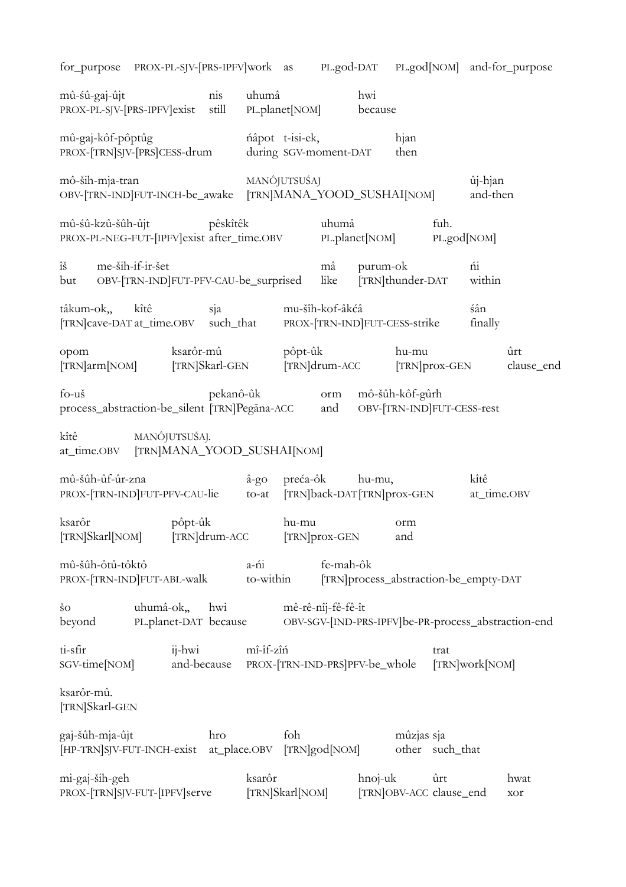| for_purpose | PROX-PL-SJV-[PRS-IPFV]work | as | PL.god-DAT | PL.god[NOM] | and-for_purpose |
|---|---|---|---|---|---|

| mû-śû-gaj-ûjt | nis | uhumâ | hwi |
|---|---|---|---|
| PROX-PL-SJV-[PRS-IPFV]exist | still | PL.planet[NOM] | because |

| mû-gaj-kôf-pôptûg | ńâpot | t-isi-ek, | hjan |
|---|---|---|---|
| PROX-[TRN]SJV-[PRS]CESS-drum | during | SGV-moment-DAT | then |

| mô-ših-mja-tran | MANÔJUTSUŚAJ | ûj-hjan |
|---|---|---|
| OBV-[TRN-IND]FUT-INCH-be_awake | [TRN]MANA_YOOD_SUSHAI[NOM] | and-then |

| mû-śû-kzû-šûh-ûjt | pêskîtêk | uhumâ | fuh. |
|---|---|---|---|
| PROX-PL-NEG-FUT-[IPFV]exist | after_time.OBV | PL.planet[NOM] | PL.god[NOM] |

| îš | me-ših-if-ir-šet | mâ | purum-ok | ńi |
|---|---|---|---|---|
| but | OBV-[TRN-IND]FUT-PFV-CAU-be_surprised | like | [TRN]thunder-DAT | within |

| tâkum-ok,, | kîtê | sja | mu-šîh-kof-âkćâ | śân |
|---|---|---|---|---|
| [TRN]cave-DAT | at_time.OBV | such_that | PROX-[TRN-IND]FUT-CESS-strike | finally |

| opom | ksarôr-mû | pôpt-ûk | hu-mu | ûrt |
|---|---|---|---|---|
| [TRN]arm[NOM] | [TRN]Skarl-GEN | [TRN]drum-ACC | [TRN]prox-GEN | clause_end |

| fo-uš | pekanô-ûk | orm | mô-šûh-kôf-gûrh |
|---|---|---|---|
| process_abstraction-be_silent | [TRN]Pegāna-ACC | and | OBV-[TRN-IND]FUT-CESS-rest |

| kîtê | MANÔJUTSUŚAJ. |
|---|---|
| at_time.OBV | [TRN]MANA_YOOD_SUSHAI[NOM] |

| mû-šûh-ûf-ûr-zna | â-go | preća-ôk | hu-mu, | kîtê |
|---|---|---|---|---|
| PROX-[TRN-IND]FUT-PFV-CAU-lie | to-at | [TRN]back-DAT | [TRN]prox-GEN | at_time.OBV |

| ksarôr | pôpt-ûk | hu-mu | orm |
|---|---|---|---|
| [TRN]Skarl[NOM] | [TRN]drum-ACC | [TRN]prox-GEN | and |

| mû-šûh-ôtû-tôktô | a-ńi | fe-mah-ôk |
|---|---|---|
| PROX-[TRN-IND]FUT-ABL-walk | to-within | [TRN]process_abstraction-be_empty-DAT |

| šo | uhumâ-ok,, | hwi | mê-rê-nîj-fê-fê-ît |
|---|---|---|---|
| beyond | PL.planet-DAT | because | OBV-SGV-[IND-PRS-IPFV]be-PR-process_abstraction-end |

| ti-sfir | ij-hwi | mî-îf-zîń | trat |
|---|---|---|---|
| SGV-time[NOM] | and-because | PROX-[TRN-IND-PRS]PFV-be_whole | [TRN]work[NOM] |

| ksarôr-mû. |
|---|
| [TRN]Skarl-GEN |

| gaj-šûh-mja-ûjt | hro | foh | mûzjas | sja |
|---|---|---|---|---|
| [HP-TRN]SJV-FUT-INCH-exist | at_place.OBV | [TRN]god[NOM] | other | such_that |

| mi-gaj-ših-geh | ksarôr | hnoj-uk | ûrt | hwat |
|---|---|---|---|---|
| PROX-[TRN]SJV-FUT-[IPFV]serve | [TRN]Skarl[NOM] | [TRN]OBV-ACC | clause_end | xor |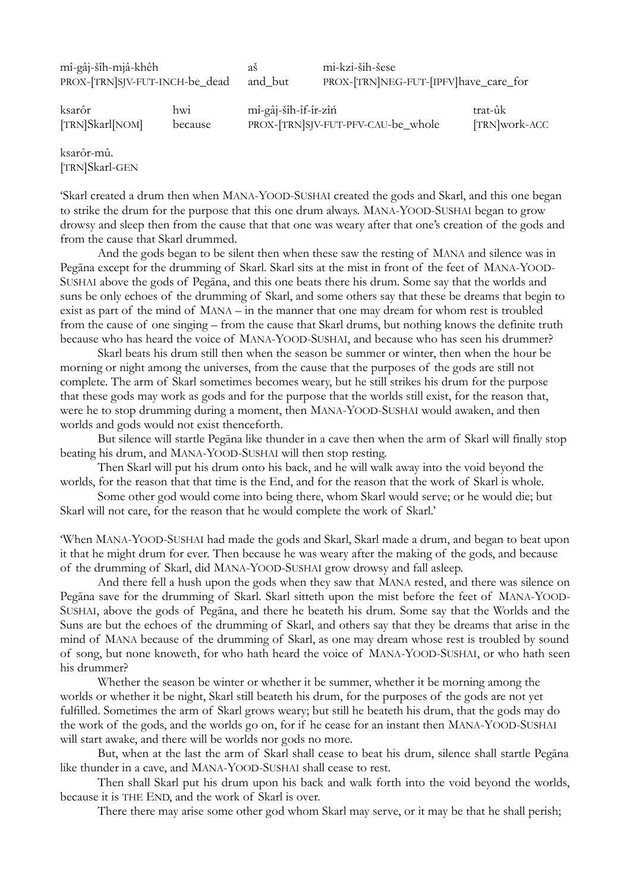| mî-gâj-šîh-mjâ-khêh | | aš | mi-kzi-ših-šese | |
|---|---|---|---|---|
| PROX-[TRN]SJV-FUT-INCH-be_dead | | and_but | PROX-[TRN]NEG-FUT-[IPFV]have_care_for | |
| ksarôr | hwi | mî-gâj-šîh-îf-îr-zîń | | trat-ûk |
| [TRN]Skarl[NOM] | because | PROX-[TRN]SJV-FUT-PFV-CAU-be_whole | | [TRN]work-ACC |
| ksarôr-mû. | | | | |
| [TRN]Skarl-GEN | | | | |

'Skarl created a drum then when MANA-YOOD-SUSHAI created the gods and Skarl, and this one began to strike the drum for the purpose that this one drum always. MANA-YOOD-SUSHAI began to grow drowsy and sleep then from the cause that that one was weary after that one's creation of the gods and from the cause that Skarl drummed.

And the gods began to be silent then when these saw the resting of MANA and silence was in Pegāna except for the drumming of Skarl. Skarl sits at the mist in front of the feet of MANA-YOOD-SUSHAI above the gods of Pegāna, and this one beats there his drum. Some say that the worlds and suns be only echoes of the drumming of Skarl, and some others say that these be dreams that begin to exist as part of the mind of MANA – in the manner that one may dream for whom rest is troubled from the cause of one singing – from the cause that Skarl drums, but nothing knows the definite truth because who has heard the voice of MANA-YOOD-SUSHAI, and because who has seen his drummer?

Skarl beats his drum still then when the season be summer or winter, then when the hour be morning or night among the universes, from the cause that the purposes of the gods are still not complete. The arm of Skarl sometimes becomes weary, but he still strikes his drum for the purpose that these gods may work as gods and for the purpose that the worlds still exist, for the reason that, were he to stop drumming during a moment, then MANA-YOOD-SUSHAI would awaken, and then worlds and gods would not exist thenceforth.

But silence will startle Pegāna like thunder in a cave then when the arm of Skarl will finally stop beating his drum, and MANA-YOOD-SUSHAI will then stop resting.

Then Skarl will put his drum onto his back, and he will walk away into the void beyond the worlds, for the reason that that time is the End, and for the reason that the work of Skarl is whole.

Some other god would come into being there, whom Skarl would serve; or he would die; but Skarl will not care, for the reason that he would complete the work of Skarl.'

'When MANA-YOOD-SUSHAI had made the gods and Skarl, Skarl made a drum, and began to beat upon it that he might drum for ever. Then because he was weary after the making of the gods, and because of the drumming of Skarl, did MANA-YOOD-SUSHAI grow drowsy and fall asleep.

And there fell a hush upon the gods when they saw that MANA rested, and there was silence on Pegāna save for the drumming of Skarl. Skarl sitteth upon the mist before the feet of MANA-YOOD-SUSHAI, above the gods of Pegāna, and there he beateth his drum. Some say that the Worlds and the Suns are but the echoes of the drumming of Skarl, and others say that they be dreams that arise in the mind of MANA because of the drumming of Skarl, as one may dream whose rest is troubled by sound of song, but none knoweth, for who hath heard the voice of MANA-YOOD-SUSHAI, or who hath seen his drummer?

Whether the season be winter or whether it be summer, whether it be morning among the worlds or whether it be night, Skarl still beateth his drum, for the purposes of the gods are not yet fulfilled. Sometimes the arm of Skarl grows weary; but still he beateth his drum, that the gods may do the work of the gods, and the worlds go on, for if he cease for an instant then MANA-YOOD-SUSHAI will start awake, and there will be worlds nor gods no more.

But, when at the last the arm of Skarl shall cease to beat his drum, silence shall startle Pegāna like thunder in a cave, and MANA-YOOD-SUSHAI shall cease to rest.

Then shall Skarl put his drum upon his back and walk forth into the void beyond the worlds, because it is THE END, and the work of Skarl is over.

There there may arise some other god whom Skarl may serve, or it may be that he shall perish;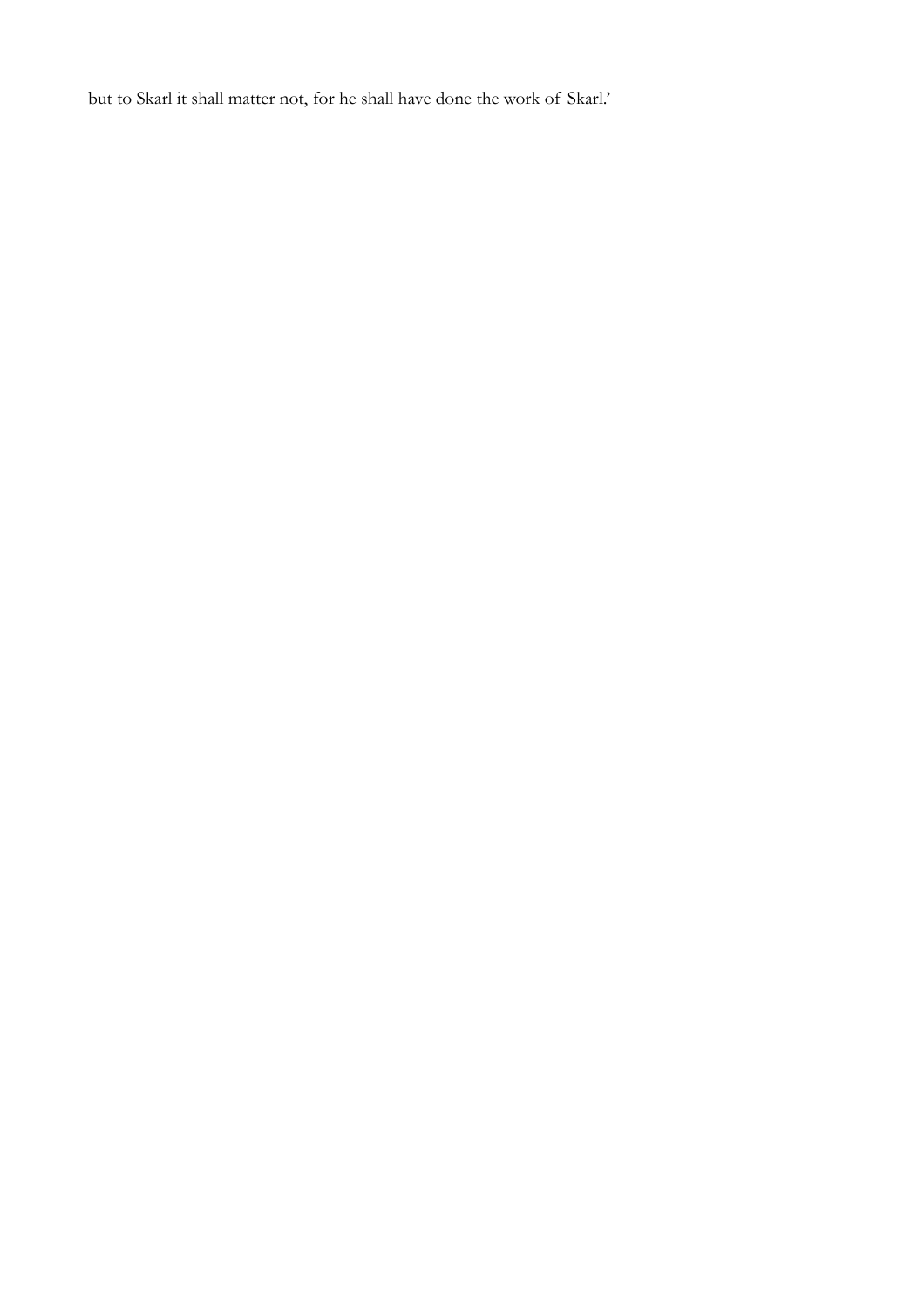but to Skarl it shall matter not, for he shall have done the work of Skarl.'